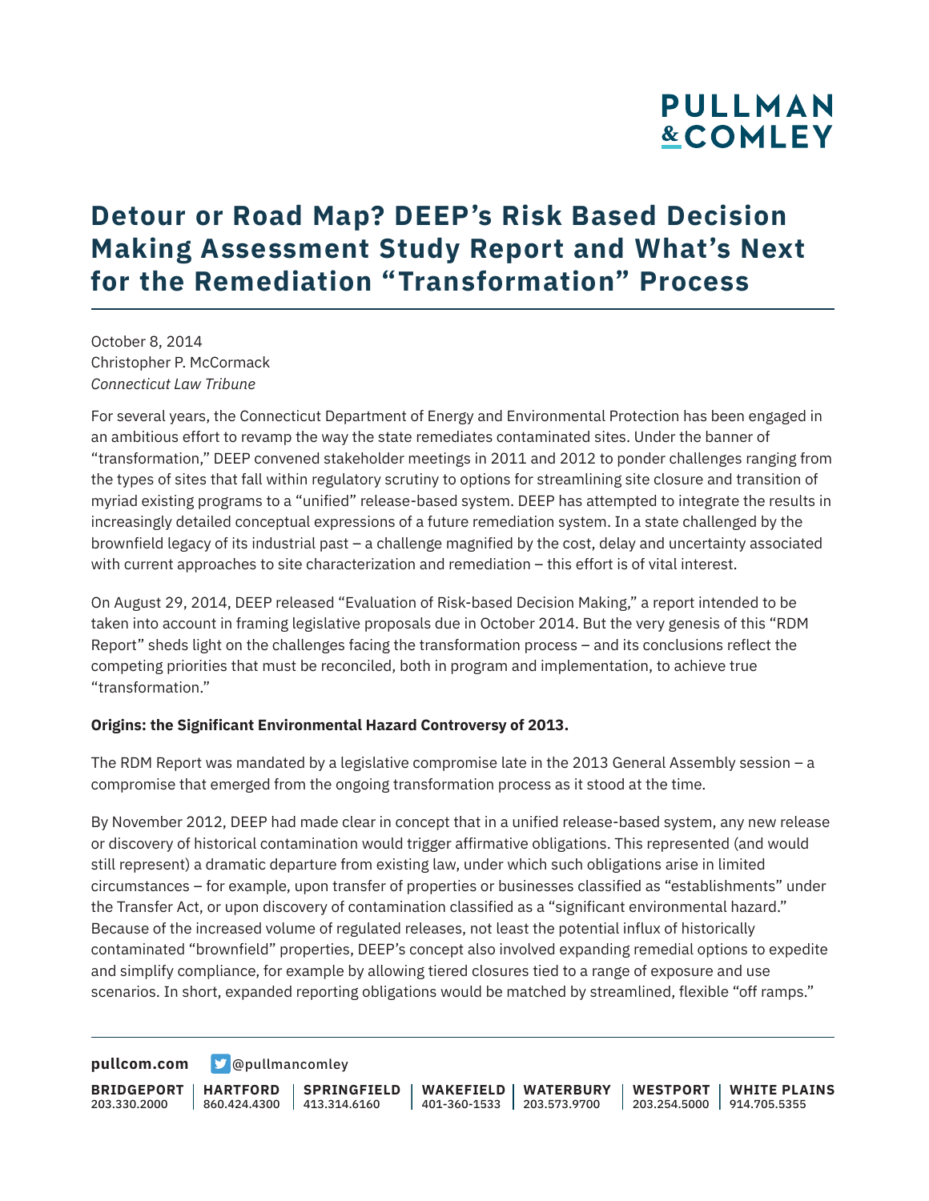# Detour or Road Map? DEEP's Risk Based Decision Making Assessment Study Report and What's Next for the Remediation "Transformation" Process

October 8, 2014
Christopher P. McCormack
*Connecticut Law Tribune*

For several years, the Connecticut Department of Energy and Environmental Protection has been engaged in an ambitious effort to revamp the way the state remediates contaminated sites. Under the banner of "transformation," DEEP convened stakeholder meetings in 2011 and 2012 to ponder challenges ranging from the types of sites that fall within regulatory scrutiny to options for streamlining site closure and transition of myriad existing programs to a "unified" release-based system. DEEP has attempted to integrate the results in increasingly detailed conceptual expressions of a future remediation system. In a state challenged by the brownfield legacy of its industrial past – a challenge magnified by the cost, delay and uncertainty associated with current approaches to site characterization and remediation – this effort is of vital interest.

On August 29, 2014, DEEP released "Evaluation of Risk-based Decision Making," a report intended to be taken into account in framing legislative proposals due in October 2014. But the very genesis of this "RDM Report" sheds light on the challenges facing the transformation process – and its conclusions reflect the competing priorities that must be reconciled, both in program and implementation, to achieve true "transformation."

**Origins: the Significant Environmental Hazard Controversy of 2013.**

The RDM Report was mandated by a legislative compromise late in the 2013 General Assembly session – a compromise that emerged from the ongoing transformation process as it stood at the time.

By November 2012, DEEP had made clear in concept that in a unified release-based system, any new release or discovery of historical contamination would trigger affirmative obligations. This represented (and would still represent) a dramatic departure from existing law, under which such obligations arise in limited circumstances – for example, upon transfer of properties or businesses classified as "establishments" under the Transfer Act, or upon discovery of contamination classified as a "significant environmental hazard." Because of the increased volume of regulated releases, not least the potential influx of historically contaminated "brownfield" properties, DEEP's concept also involved expanding remedial options to expedite and simplify compliance, for example by allowing tiered closures tied to a range of exposure and use scenarios. In short, expanded reporting obligations would be matched by streamlined, flexible "off ramps."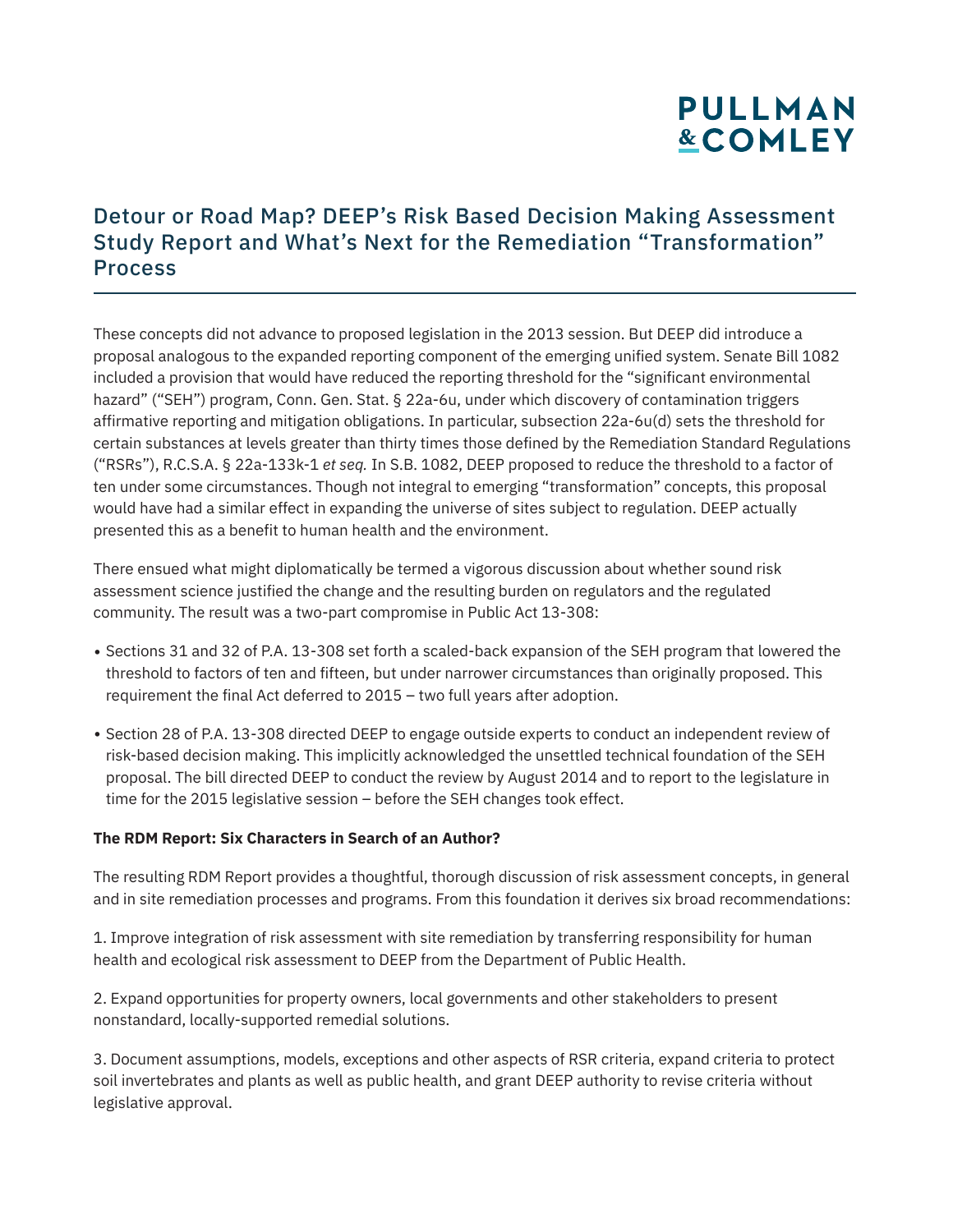These concepts did not advance to proposed legislation in the 2013 session. But DEEP did introduce a proposal analogous to the expanded reporting component of the emerging unified system. Senate Bill 1082 included a provision that would have reduced the reporting threshold for the "significant environmental hazard" ("SEH") program, Conn. Gen. Stat. § 22a-6u, under which discovery of contamination triggers affirmative reporting and mitigation obligations. In particular, subsection 22a-6u(d) sets the threshold for certain substances at levels greater than thirty times those defined by the Remediation Standard Regulations ("RSRs"), R.C.S.A. § 22a-133k-1 *et seq.* In S.B. 1082, DEEP proposed to reduce the threshold to a factor of ten under some circumstances. Though not integral to emerging "transformation" concepts, this proposal would have had a similar effect in expanding the universe of sites subject to regulation. DEEP actually presented this as a benefit to human health and the environment.

There ensued what might diplomatically be termed a vigorous discussion about whether sound risk assessment science justified the change and the resulting burden on regulators and the regulated community. The result was a two-part compromise in Public Act 13-308:

- Sections 31 and 32 of P.A. 13-308 set forth a scaled-back expansion of the SEH program that lowered the threshold to factors of ten and fifteen, but under narrower circumstances than originally proposed. This requirement the final Act deferred to 2015 – two full years after adoption.
- Section 28 of P.A. 13-308 directed DEEP to engage outside experts to conduct an independent review of risk-based decision making. This implicitly acknowledged the unsettled technical foundation of the SEH proposal. The bill directed DEEP to conduct the review by August 2014 and to report to the legislature in time for the 2015 legislative session – before the SEH changes took effect.

**The RDM Report: Six Characters in Search of an Author?**

The resulting RDM Report provides a thoughtful, thorough discussion of risk assessment concepts, in general and in site remediation processes and programs. From this foundation it derives six broad recommendations:

1. Improve integration of risk assessment with site remediation by transferring responsibility for human health and ecological risk assessment to DEEP from the Department of Public Health.

2. Expand opportunities for property owners, local governments and other stakeholders to present nonstandard, locally-supported remedial solutions.

3. Document assumptions, models, exceptions and other aspects of RSR criteria, expand criteria to protect soil invertebrates and plants as well as public health, and grant DEEP authority to revise criteria without legislative approval.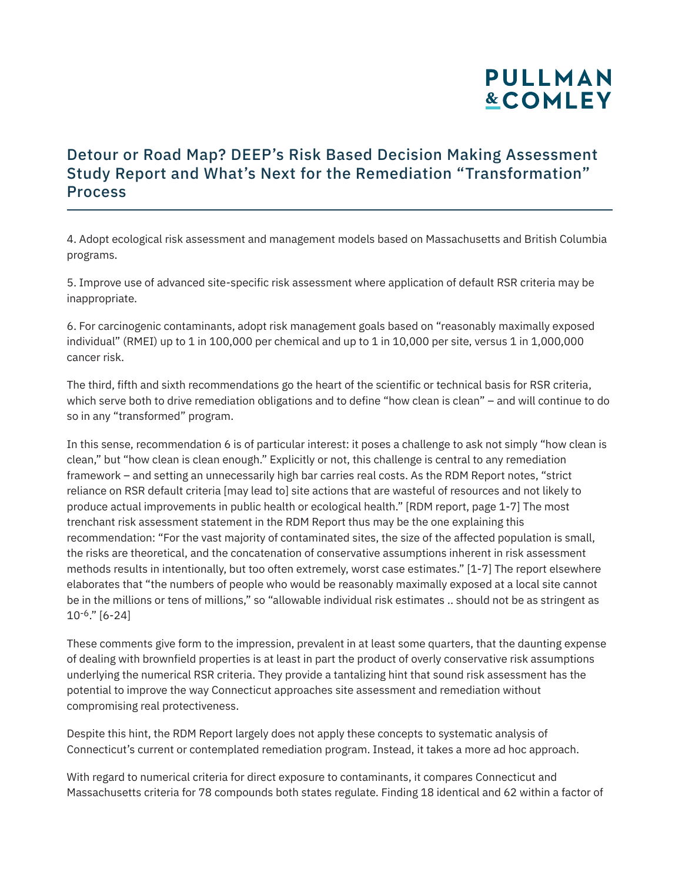4. Adopt ecological risk assessment and management models based on Massachusetts and British Columbia programs.

5. Improve use of advanced site-specific risk assessment where application of default RSR criteria may be inappropriate.

6. For carcinogenic contaminants, adopt risk management goals based on "reasonably maximally exposed individual" (RMEI) up to 1 in 100,000 per chemical and up to 1 in 10,000 per site, versus 1 in 1,000,000 cancer risk.

The third, fifth and sixth recommendations go the heart of the scientific or technical basis for RSR criteria, which serve both to drive remediation obligations and to define "how clean is clean" – and will continue to do so in any "transformed" program.

In this sense, recommendation 6 is of particular interest: it poses a challenge to ask not simply "how clean is clean," but "how clean is clean enough." Explicitly or not, this challenge is central to any remediation framework – and setting an unnecessarily high bar carries real costs. As the RDM Report notes, "strict reliance on RSR default criteria [may lead to] site actions that are wasteful of resources and not likely to produce actual improvements in public health or ecological health." [RDM report, page 1-7] The most trenchant risk assessment statement in the RDM Report thus may be the one explaining this recommendation: "For the vast majority of contaminated sites, the size of the affected population is small, the risks are theoretical, and the concatenation of conservative assumptions inherent in risk assessment methods results in intentionally, but too often extremely, worst case estimates." [1-7] The report elsewhere elaborates that "the numbers of people who would be reasonably maximally exposed at a local site cannot be in the millions or tens of millions," so "allowable individual risk estimates .. should not be as stringent as $10^{-6}$." [6-24]

These comments give form to the impression, prevalent in at least some quarters, that the daunting expense of dealing with brownfield properties is at least in part the product of overly conservative risk assumptions underlying the numerical RSR criteria. They provide a tantalizing hint that sound risk assessment has the potential to improve the way Connecticut approaches site assessment and remediation without compromising real protectiveness.

Despite this hint, the RDM Report largely does not apply these concepts to systematic analysis of Connecticut's current or contemplated remediation program. Instead, it takes a more ad hoc approach.

With regard to numerical criteria for direct exposure to contaminants, it compares Connecticut and Massachusetts criteria for 78 compounds both states regulate. Finding 18 identical and 62 within a factor of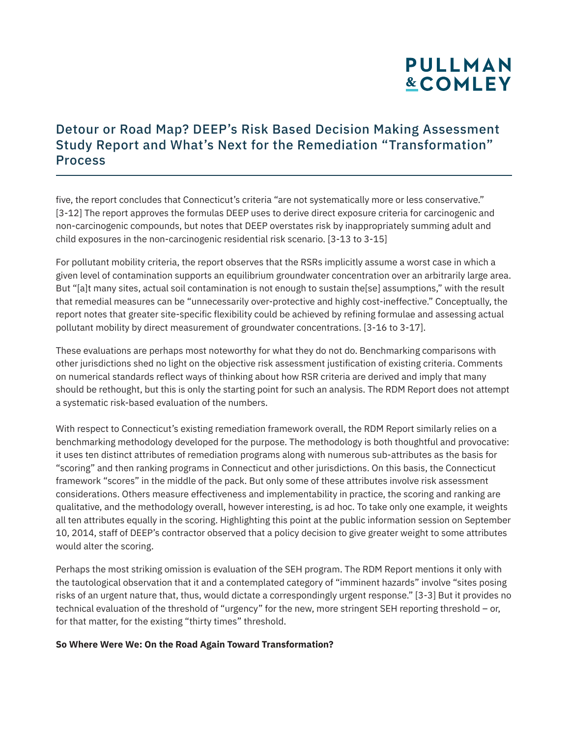five, the report concludes that Connecticut's criteria "are not systematically more or less conservative." [3-12] The report approves the formulas DEEP uses to derive direct exposure criteria for carcinogenic and non-carcinogenic compounds, but notes that DEEP overstates risk by inappropriately summing adult and child exposures in the non-carcinogenic residential risk scenario. [3-13 to 3-15]

For pollutant mobility criteria, the report observes that the RSRs implicitly assume a worst case in which a given level of contamination supports an equilibrium groundwater concentration over an arbitrarily large area. But "[a]t many sites, actual soil contamination is not enough to sustain the[se] assumptions," with the result that remedial measures can be "unnecessarily over-protective and highly cost-ineffective." Conceptually, the report notes that greater site-specific flexibility could be achieved by refining formulae and assessing actual pollutant mobility by direct measurement of groundwater concentrations. [3-16 to 3-17].

These evaluations are perhaps most noteworthy for what they do not do. Benchmarking comparisons with other jurisdictions shed no light on the objective risk assessment justification of existing criteria. Comments on numerical standards reflect ways of thinking about how RSR criteria are derived and imply that many should be rethought, but this is only the starting point for such an analysis. The RDM Report does not attempt a systematic risk-based evaluation of the numbers.

With respect to Connecticut's existing remediation framework overall, the RDM Report similarly relies on a benchmarking methodology developed for the purpose. The methodology is both thoughtful and provocative: it uses ten distinct attributes of remediation programs along with numerous sub-attributes as the basis for "scoring" and then ranking programs in Connecticut and other jurisdictions. On this basis, the Connecticut framework "scores" in the middle of the pack. But only some of these attributes involve risk assessment considerations. Others measure effectiveness and implementability in practice, the scoring and ranking are qualitative, and the methodology overall, however interesting, is ad hoc. To take only one example, it weights all ten attributes equally in the scoring. Highlighting this point at the public information session on September 10, 2014, staff of DEEP's contractor observed that a policy decision to give greater weight to some attributes would alter the scoring.

Perhaps the most striking omission is evaluation of the SEH program. The RDM Report mentions it only with the tautological observation that it and a contemplated category of "imminent hazards" involve "sites posing risks of an urgent nature that, thus, would dictate a correspondingly urgent response." [3-3] But it provides no technical evaluation of the threshold of "urgency" for the new, more stringent SEH reporting threshold – or, for that matter, for the existing "thirty times" threshold.

**So Where Were We: On the Road Again Toward Transformation?**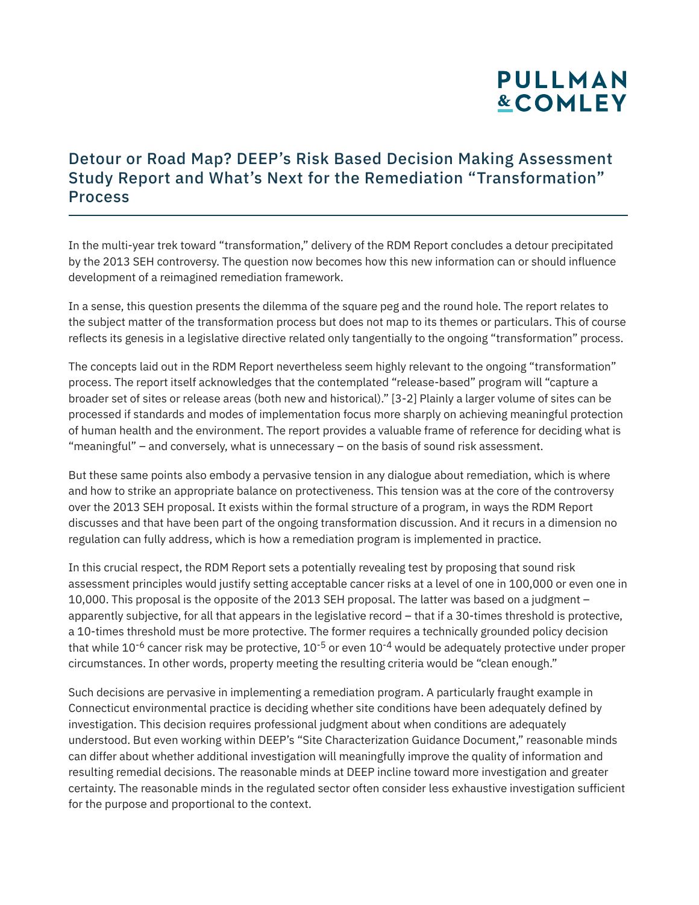## Detour or Road Map? DEEP's Risk Based Decision Making Assessment Study Report and What's Next for the Remediation "Transformation" Process

In the multi-year trek toward "transformation," delivery of the RDM Report concludes a detour precipitated by the 2013 SEH controversy. The question now becomes how this new information can or should influence development of a reimagined remediation framework.

In a sense, this question presents the dilemma of the square peg and the round hole. The report relates to the subject matter of the transformation process but does not map to its themes or particulars. This of course reflects its genesis in a legislative directive related only tangentially to the ongoing "transformation" process.

The concepts laid out in the RDM Report nevertheless seem highly relevant to the ongoing "transformation" process. The report itself acknowledges that the contemplated "release-based" program will "capture a broader set of sites or release areas (both new and historical)." [3-2] Plainly a larger volume of sites can be processed if standards and modes of implementation focus more sharply on achieving meaningful protection of human health and the environment. The report provides a valuable frame of reference for deciding what is "meaningful" – and conversely, what is unnecessary – on the basis of sound risk assessment.

But these same points also embody a pervasive tension in any dialogue about remediation, which is where and how to strike an appropriate balance on protectiveness. This tension was at the core of the controversy over the 2013 SEH proposal. It exists within the formal structure of a program, in ways the RDM Report discusses and that have been part of the ongoing transformation discussion. And it recurs in a dimension no regulation can fully address, which is how a remediation program is implemented in practice.

In this crucial respect, the RDM Report sets a potentially revealing test by proposing that sound risk assessment principles would justify setting acceptable cancer risks at a level of one in 100,000 or even one in 10,000. This proposal is the opposite of the 2013 SEH proposal. The latter was based on a judgment – apparently subjective, for all that appears in the legislative record – that if a 30-times threshold is protective, a 10-times threshold must be more protective. The former requires a technically grounded policy decision that while $10^{-6}$ cancer risk may be protective, $10^{-5}$ or even $10^{-4}$ would be adequately protective under proper circumstances. In other words, property meeting the resulting criteria would be "clean enough."

Such decisions are pervasive in implementing a remediation program. A particularly fraught example in Connecticut environmental practice is deciding whether site conditions have been adequately defined by investigation. This decision requires professional judgment about when conditions are adequately understood. But even working within DEEP's "Site Characterization Guidance Document," reasonable minds can differ about whether additional investigation will meaningfully improve the quality of information and resulting remedial decisions. The reasonable minds at DEEP incline toward more investigation and greater certainty. The reasonable minds in the regulated sector often consider less exhaustive investigation sufficient for the purpose and proportional to the context.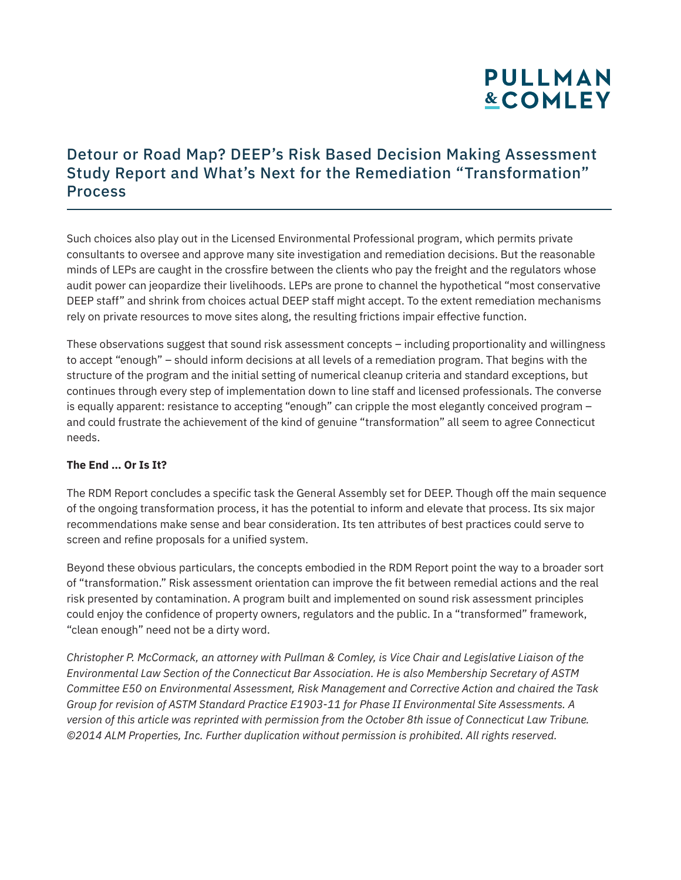Such choices also play out in the Licensed Environmental Professional program, which permits private consultants to oversee and approve many site investigation and remediation decisions. But the reasonable minds of LEPs are caught in the crossfire between the clients who pay the freight and the regulators whose audit power can jeopardize their livelihoods. LEPs are prone to channel the hypothetical "most conservative DEEP staff" and shrink from choices actual DEEP staff might accept. To the extent remediation mechanisms rely on private resources to move sites along, the resulting frictions impair effective function.

These observations suggest that sound risk assessment concepts – including proportionality and willingness to accept "enough" – should inform decisions at all levels of a remediation program. That begins with the structure of the program and the initial setting of numerical cleanup criteria and standard exceptions, but continues through every step of implementation down to line staff and licensed professionals. The converse is equally apparent: resistance to accepting "enough" can cripple the most elegantly conceived program – and could frustrate the achievement of the kind of genuine "transformation" all seem to agree Connecticut needs.

**The End … Or Is It?**

The RDM Report concludes a specific task the General Assembly set for DEEP. Though off the main sequence of the ongoing transformation process, it has the potential to inform and elevate that process. Its six major recommendations make sense and bear consideration. Its ten attributes of best practices could serve to screen and refine proposals for a unified system.

Beyond these obvious particulars, the concepts embodied in the RDM Report point the way to a broader sort of "transformation." Risk assessment orientation can improve the fit between remedial actions and the real risk presented by contamination. A program built and implemented on sound risk assessment principles could enjoy the confidence of property owners, regulators and the public. In a "transformed" framework, "clean enough" need not be a dirty word.

*Christopher P. McCormack, an attorney with Pullman & Comley, is Vice Chair and Legislative Liaison of the Environmental Law Section of the Connecticut Bar Association. He is also Membership Secretary of ASTM Committee E50 on Environmental Assessment, Risk Management and Corrective Action and chaired the Task Group for revision of ASTM Standard Practice E1903-11 for Phase II Environmental Site Assessments. A version of this article was reprinted with permission from the October 8th issue of Connecticut Law Tribune. ©2014 ALM Properties, Inc. Further duplication without permission is prohibited. All rights reserved.*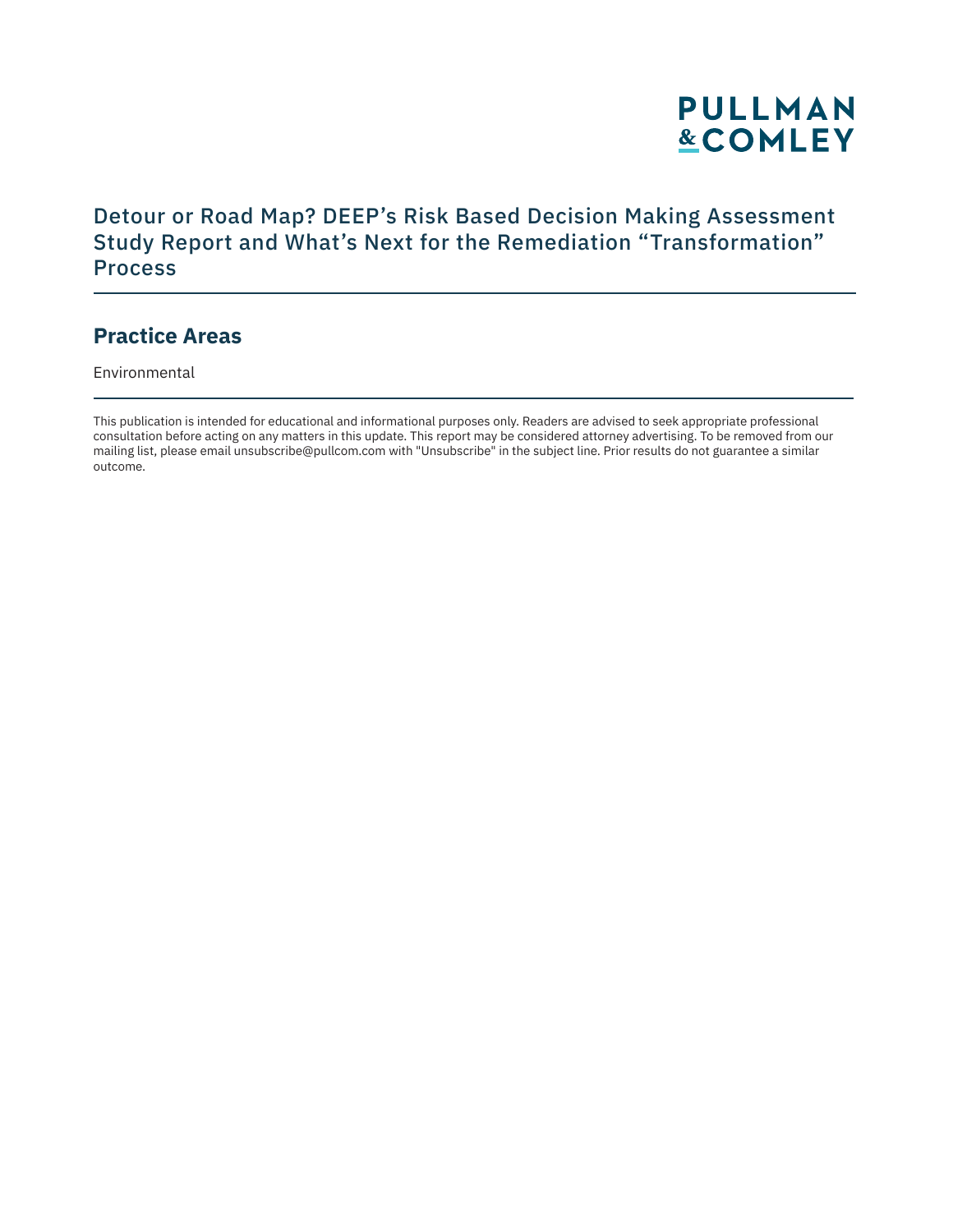PULLMAN & COMLEY

# Detour or Road Map? DEEP's Risk Based Decision Making Assessment Study Report and What's Next for the Remediation "Transformation" Process

## Practice Areas

Environmental

This publication is intended for educational and informational purposes only. Readers are advised to seek appropriate professional consultation before acting on any matters in this update. This report may be considered attorney advertising. To be removed from our mailing list, please email unsubscribe@pullcom.com with "Unsubscribe" in the subject line. Prior results do not guarantee a similar outcome.